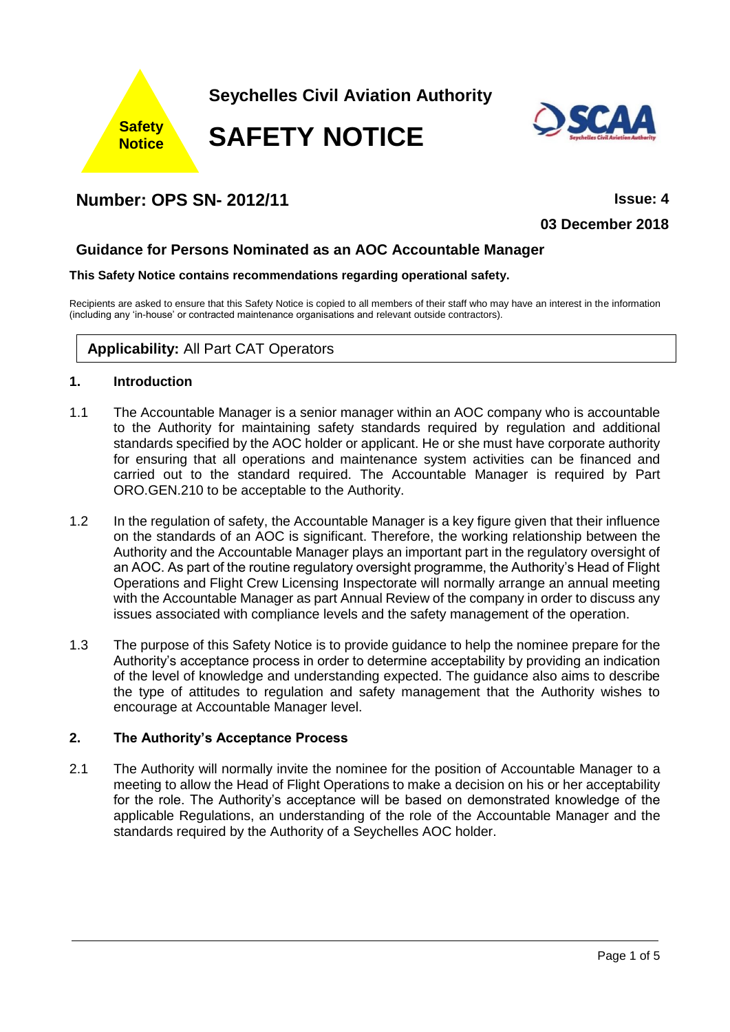Safety Notice

# Seychelles Civil Aviation Authority

# SAFETY NOTICE

## Number: OPS SN- 2012/11

**Issue: 4**

**03 December 2018**

## Guidance for Persons Nominated as an AOC Accountable Manager

**This Safety Notice contains recommendations regarding operational safety.**

Recipients are asked to ensure that this Safety Notice is copied to all members of their staff who may have an interest in the information (including any 'in-house' or contracted maintenance organisations and relevant outside contractors).

**Applicability:** All Part CAT Operators

### 1. Introduction

1.1 The Accountable Manager is a senior manager within an AOC company who is accountable to the Authority for maintaining safety standards required by regulation and additional standards specified by the AOC holder or applicant. He or she must have corporate authority for ensuring that all operations and maintenance system activities can be financed and carried out to the standard required. The Accountable Manager is required by Part ORO.GEN.210 to be acceptable to the Authority.

1.2 In the regulation of safety, the Accountable Manager is a key figure given that their influence on the standards of an AOC is significant. Therefore, the working relationship between the Authority and the Accountable Manager plays an important part in the regulatory oversight of an AOC. As part of the routine regulatory oversight programme, the Authority's Head of Flight Operations and Flight Crew Licensing Inspectorate will normally arrange an annual meeting with the Accountable Manager as part Annual Review of the company in order to discuss any issues associated with compliance levels and the safety management of the operation.

1.3 The purpose of this Safety Notice is to provide guidance to help the nominee prepare for the Authority's acceptance process in order to determine acceptability by providing an indication of the level of knowledge and understanding expected. The guidance also aims to describe the type of attitudes to regulation and safety management that the Authority wishes to encourage at Accountable Manager level.

### 2. The Authority's Acceptance Process

2.1 The Authority will normally invite the nominee for the position of Accountable Manager to a meeting to allow the Head of Flight Operations to make a decision on his or her acceptability for the role. The Authority's acceptance will be based on demonstrated knowledge of the applicable Regulations, an understanding of the role of the Accountable Manager and the standards required by the Authority of a Seychelles AOC holder.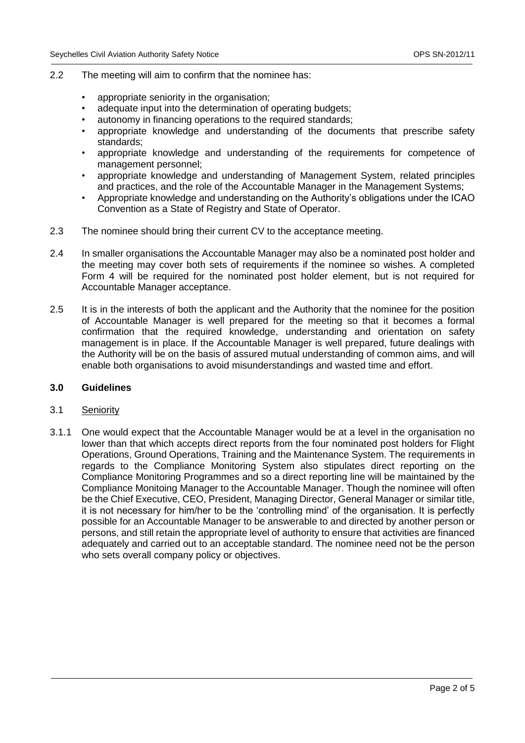2.2 The meeting will aim to confirm that the nominee has:

- appropriate seniority in the organisation;
- adequate input into the determination of operating budgets;
- autonomy in financing operations to the required standards;
- appropriate knowledge and understanding of the documents that prescribe safety standards;
- appropriate knowledge and understanding of the requirements for competence of management personnel;
- appropriate knowledge and understanding of Management System, related principles and practices, and the role of the Accountable Manager in the Management Systems;
- Appropriate knowledge and understanding on the Authority's obligations under the ICAO Convention as a State of Registry and State of Operator.

2.3 The nominee should bring their current CV to the acceptance meeting.

2.4 In smaller organisations the Accountable Manager may also be a nominated post holder and the meeting may cover both sets of requirements if the nominee so wishes. A completed Form 4 will be required for the nominated post holder element, but is not required for Accountable Manager acceptance.

2.5 It is in the interests of both the applicant and the Authority that the nominee for the position of Accountable Manager is well prepared for the meeting so that it becomes a formal confirmation that the required knowledge, understanding and orientation on safety management is in place. If the Accountable Manager is well prepared, future dealings with the Authority will be on the basis of assured mutual understanding of common aims, and will enable both organisations to avoid misunderstandings and wasted time and effort.

## 3.0 Guidelines

### 3.1 Seniority

3.1.1 One would expect that the Accountable Manager would be at a level in the organisation no lower than that which accepts direct reports from the four nominated post holders for Flight Operations, Ground Operations, Training and the Maintenance System. The requirements in regards to the Compliance Monitoring System also stipulates direct reporting on the Compliance Monitoring Programmes and so a direct reporting line will be maintained by the Compliance Monitoing Manager to the Accountable Manager. Though the nominee will often be the Chief Executive, CEO, President, Managing Director, General Manager or similar title, it is not necessary for him/her to be the 'controlling mind' of the organisation. It is perfectly possible for an Accountable Manager to be answerable to and directed by another person or persons, and still retain the appropriate level of authority to ensure that activities are financed adequately and carried out to an acceptable standard. The nominee need not be the person who sets overall company policy or objectives.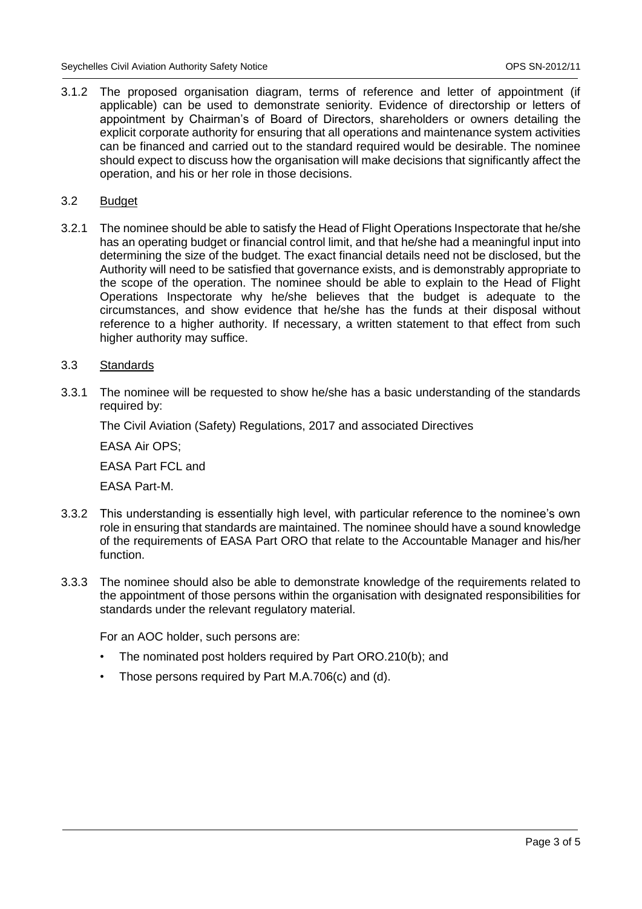3.1.2 The proposed organisation diagram, terms of reference and letter of appointment (if applicable) can be used to demonstrate seniority. Evidence of directorship or letters of appointment by Chairman's of Board of Directors, shareholders or owners detailing the explicit corporate authority for ensuring that all operations and maintenance system activities can be financed and carried out to the standard required would be desirable. The nominee should expect to discuss how the organisation will make decisions that significantly affect the operation, and his or her role in those decisions.

## 3.2 Budget

3.2.1 The nominee should be able to satisfy the Head of Flight Operations Inspectorate that he/she has an operating budget or financial control limit, and that he/she had a meaningful input into determining the size of the budget. The exact financial details need not be disclosed, but the Authority will need to be satisfied that governance exists, and is demonstrably appropriate to the scope of the operation. The nominee should be able to explain to the Head of Flight Operations Inspectorate why he/she believes that the budget is adequate to the circumstances, and show evidence that he/she has the funds at their disposal without reference to a higher authority. If necessary, a written statement to that effect from such higher authority may suffice.

## 3.3 Standards

3.3.1 The nominee will be requested to show he/she has a basic understanding of the standards required by:

The Civil Aviation (Safety) Regulations, 2017 and associated Directives

EASA Air OPS;

EASA Part FCL and

EASA Part-M.

3.3.2 This understanding is essentially high level, with particular reference to the nominee's own role in ensuring that standards are maintained. The nominee should have a sound knowledge of the requirements of EASA Part ORO that relate to the Accountable Manager and his/her function.

3.3.3 The nominee should also be able to demonstrate knowledge of the requirements related to the appointment of those persons within the organisation with designated responsibilities for standards under the relevant regulatory material.

For an AOC holder, such persons are:

- The nominated post holders required by Part ORO.210(b); and
- Those persons required by Part M.A.706(c) and (d).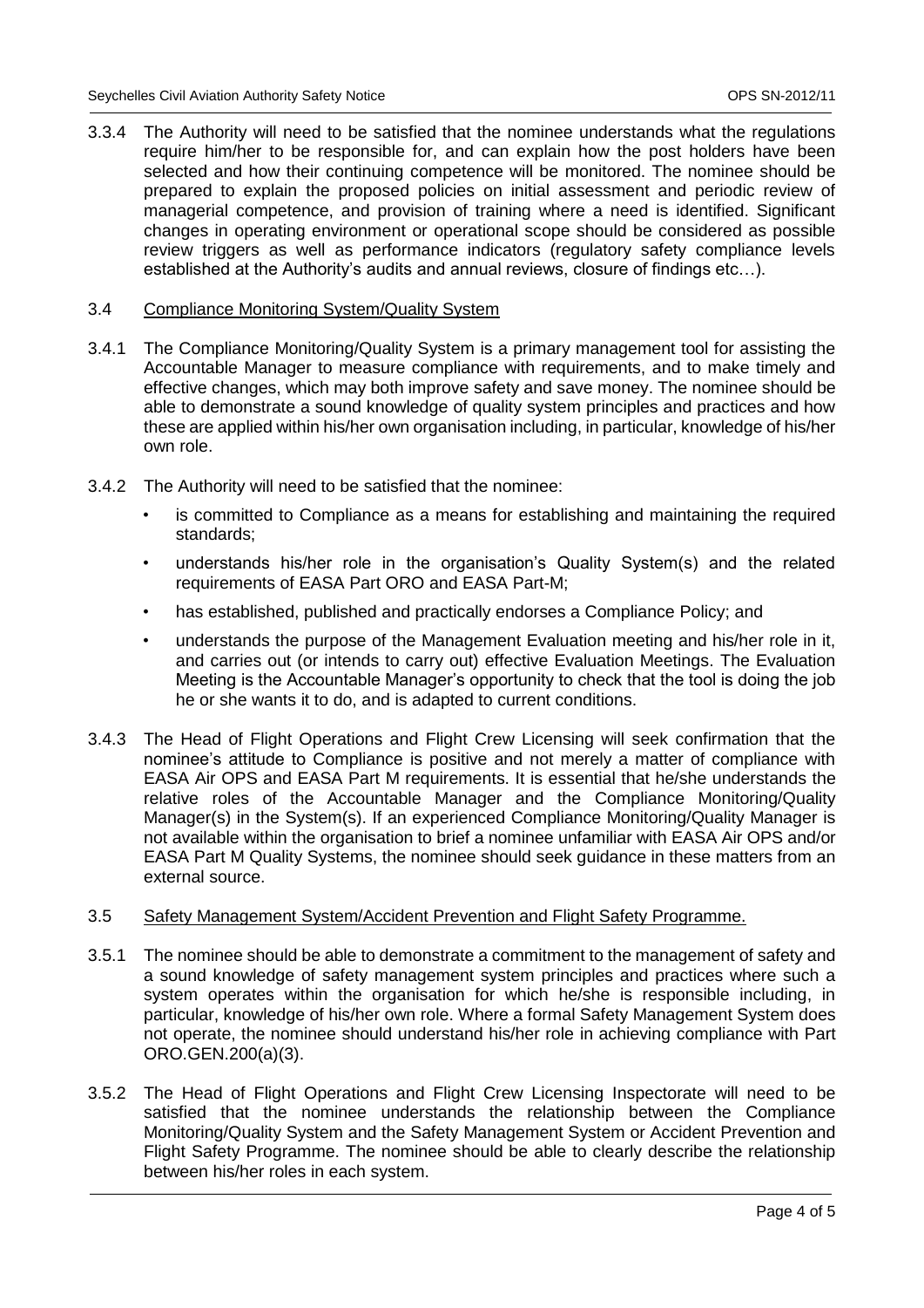3.3.4 The Authority will need to be satisfied that the nominee understands what the regulations require him/her to be responsible for, and can explain how the post holders have been selected and how their continuing competence will be monitored. The nominee should be prepared to explain the proposed policies on initial assessment and periodic review of managerial competence, and provision of training where a need is identified. Significant changes in operating environment or operational scope should be considered as possible review triggers as well as performance indicators (regulatory safety compliance levels established at the Authority's audits and annual reviews, closure of findings etc…).

### 3.4 Compliance Monitoring System/Quality System

3.4.1 The Compliance Monitoring/Quality System is a primary management tool for assisting the Accountable Manager to measure compliance with requirements, and to make timely and effective changes, which may both improve safety and save money. The nominee should be able to demonstrate a sound knowledge of quality system principles and practices and how these are applied within his/her own organisation including, in particular, knowledge of his/her own role.

3.4.2 The Authority will need to be satisfied that the nominee:

- is committed to Compliance as a means for establishing and maintaining the required standards;
- understands his/her role in the organisation's Quality System(s) and the related requirements of EASA Part ORO and EASA Part-M;
- has established, published and practically endorses a Compliance Policy; and
- understands the purpose of the Management Evaluation meeting and his/her role in it, and carries out (or intends to carry out) effective Evaluation Meetings. The Evaluation Meeting is the Accountable Manager's opportunity to check that the tool is doing the job he or she wants it to do, and is adapted to current conditions.

3.4.3 The Head of Flight Operations and Flight Crew Licensing will seek confirmation that the nominee's attitude to Compliance is positive and not merely a matter of compliance with EASA Air OPS and EASA Part M requirements. It is essential that he/she understands the relative roles of the Accountable Manager and the Compliance Monitoring/Quality Manager(s) in the System(s). If an experienced Compliance Monitoring/Quality Manager is not available within the organisation to brief a nominee unfamiliar with EASA Air OPS and/or EASA Part M Quality Systems, the nominee should seek guidance in these matters from an external source.

### 3.5 Safety Management System/Accident Prevention and Flight Safety Programme.

3.5.1 The nominee should be able to demonstrate a commitment to the management of safety and a sound knowledge of safety management system principles and practices where such a system operates within the organisation for which he/she is responsible including, in particular, knowledge of his/her own role. Where a formal Safety Management System does not operate, the nominee should understand his/her role in achieving compliance with Part ORO.GEN.200(a)(3).

3.5.2 The Head of Flight Operations and Flight Crew Licensing Inspectorate will need to be satisfied that the nominee understands the relationship between the Compliance Monitoring/Quality System and the Safety Management System or Accident Prevention and Flight Safety Programme. The nominee should be able to clearly describe the relationship between his/her roles in each system.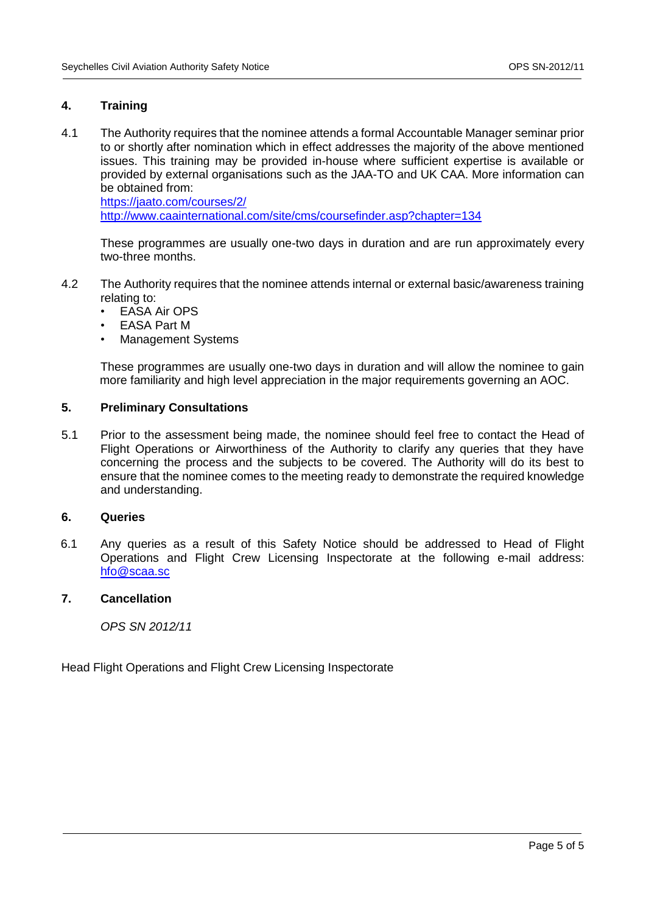## 4. Training

4.1 The Authority requires that the nominee attends a formal Accountable Manager seminar prior to or shortly after nomination which in effect addresses the majority of the above mentioned issues. This training may be provided in-house where sufficient expertise is available or provided by external organisations such as the JAA-TO and UK CAA. More information can be obtained from:
https://jaato.com/courses/2/
http://www.caainternational.com/site/cms/coursefinder.asp?chapter=134

These programmes are usually one-two days in duration and are run approximately every two-three months.

4.2 The Authority requires that the nominee attends internal or external basic/awareness training relating to:

- EASA Air OPS
- EASA Part M
- Management Systems

These programmes are usually one-two days in duration and will allow the nominee to gain more familiarity and high level appreciation in the major requirements governing an AOC.

## 5. Preliminary Consultations

5.1 Prior to the assessment being made, the nominee should feel free to contact the Head of Flight Operations or Airworthiness of the Authority to clarify any queries that they have concerning the process and the subjects to be covered. The Authority will do its best to ensure that the nominee comes to the meeting ready to demonstrate the required knowledge and understanding.

## 6. Queries

6.1 Any queries as a result of this Safety Notice should be addressed to Head of Flight Operations and Flight Crew Licensing Inspectorate at the following e-mail address: hfo@scaa.sc

## 7. Cancellation

*OPS SN 2012/11*

Head Flight Operations and Flight Crew Licensing Inspectorate